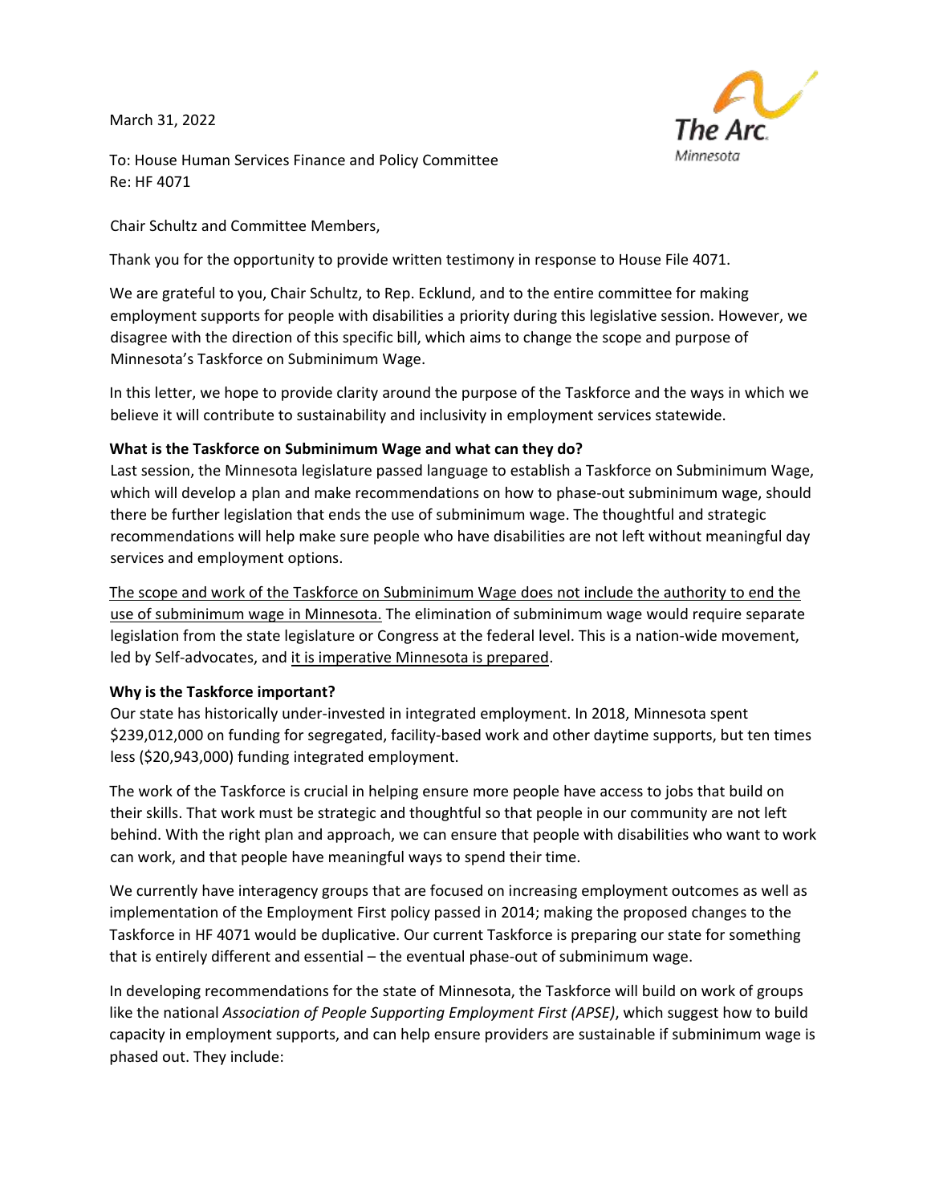March 31, 2022

The Arc. Minnesota

To: House Human Services Finance and Policy Committee
Re: HF 4071

Chair Schultz and Committee Members,

Thank you for the opportunity to provide written testimony in response to House File 4071.

We are grateful to you, Chair Schultz, to Rep. Ecklund, and to the entire committee for making employment supports for people with disabilities a priority during this legislative session. However, we disagree with the direction of this specific bill, which aims to change the scope and purpose of Minnesota's Taskforce on Subminimum Wage.

In this letter, we hope to provide clarity around the purpose of the Taskforce and the ways in which we believe it will contribute to sustainability and inclusivity in employment services statewide.

**What is the Taskforce on Subminimum Wage and what can they do?**

Last session, the Minnesota legislature passed language to establish a Taskforce on Subminimum Wage, which will develop a plan and make recommendations on how to phase-out subminimum wage, should there be further legislation that ends the use of subminimum wage. The thoughtful and strategic recommendations will help make sure people who have disabilities are not left without meaningful day services and employment options.

<u>The scope and work of the Taskforce on Subminimum Wage does not include the authority to end the use of subminimum wage in Minnesota.</u> The elimination of subminimum wage would require separate legislation from the state legislature or Congress at the federal level. This is a nation-wide movement, led by Self-advocates, and <u>it is imperative Minnesota is prepared</u>.

**Why is the Taskforce important?**

Our state has historically under-invested in integrated employment. In 2018, Minnesota spent $239,012,000 on funding for segregated, facility-based work and other daytime supports, but ten times less ($20,943,000) funding integrated employment.

The work of the Taskforce is crucial in helping ensure more people have access to jobs that build on their skills. That work must be strategic and thoughtful so that people in our community are not left behind. With the right plan and approach, we can ensure that people with disabilities who want to work can work, and that people have meaningful ways to spend their time.

We currently have interagency groups that are focused on increasing employment outcomes as well as implementation of the Employment First policy passed in 2014; making the proposed changes to the Taskforce in HF 4071 would be duplicative. Our current Taskforce is preparing our state for something that is entirely different and essential – the eventual phase-out of subminimum wage.

In developing recommendations for the state of Minnesota, the Taskforce will build on work of groups like the national *Association of People Supporting Employment First (APSE)*, which suggest how to build capacity in employment supports, and can help ensure providers are sustainable if subminimum wage is phased out. They include: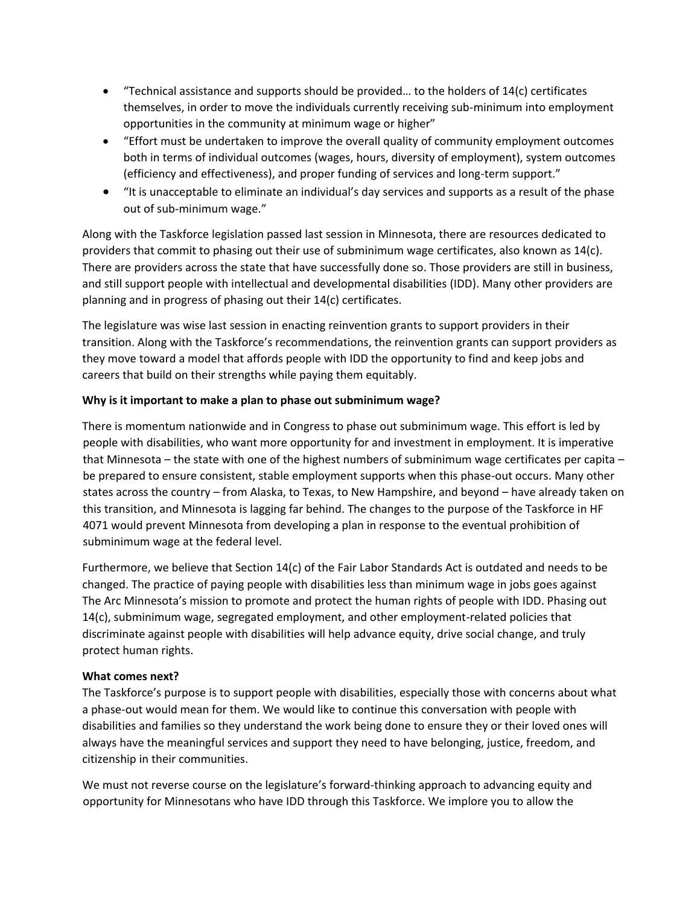- "Technical assistance and supports should be provided… to the holders of 14(c) certificates themselves, in order to move the individuals currently receiving sub-minimum into employment opportunities in the community at minimum wage or higher"
- "Effort must be undertaken to improve the overall quality of community employment outcomes both in terms of individual outcomes (wages, hours, diversity of employment), system outcomes (efficiency and effectiveness), and proper funding of services and long-term support."
- "It is unacceptable to eliminate an individual's day services and supports as a result of the phase out of sub-minimum wage."

Along with the Taskforce legislation passed last session in Minnesota, there are resources dedicated to providers that commit to phasing out their use of subminimum wage certificates, also known as 14(c). There are providers across the state that have successfully done so. Those providers are still in business, and still support people with intellectual and developmental disabilities (IDD). Many other providers are planning and in progress of phasing out their 14(c) certificates.

The legislature was wise last session in enacting reinvention grants to support providers in their transition. Along with the Taskforce's recommendations, the reinvention grants can support providers as they move toward a model that affords people with IDD the opportunity to find and keep jobs and careers that build on their strengths while paying them equitably.

**Why is it important to make a plan to phase out subminimum wage?**

There is momentum nationwide and in Congress to phase out subminimum wage. This effort is led by people with disabilities, who want more opportunity for and investment in employment. It is imperative that Minnesota – the state with one of the highest numbers of subminimum wage certificates per capita – be prepared to ensure consistent, stable employment supports when this phase-out occurs. Many other states across the country – from Alaska, to Texas, to New Hampshire, and beyond – have already taken on this transition, and Minnesota is lagging far behind. The changes to the purpose of the Taskforce in HF 4071 would prevent Minnesota from developing a plan in response to the eventual prohibition of subminimum wage at the federal level.

Furthermore, we believe that Section 14(c) of the Fair Labor Standards Act is outdated and needs to be changed. The practice of paying people with disabilities less than minimum wage in jobs goes against The Arc Minnesota's mission to promote and protect the human rights of people with IDD. Phasing out 14(c), subminimum wage, segregated employment, and other employment-related policies that discriminate against people with disabilities will help advance equity, drive social change, and truly protect human rights.

**What comes next?**

The Taskforce's purpose is to support people with disabilities, especially those with concerns about what a phase-out would mean for them. We would like to continue this conversation with people with disabilities and families so they understand the work being done to ensure they or their loved ones will always have the meaningful services and support they need to have belonging, justice, freedom, and citizenship in their communities.

We must not reverse course on the legislature's forward-thinking approach to advancing equity and opportunity for Minnesotans who have IDD through this Taskforce. We implore you to allow the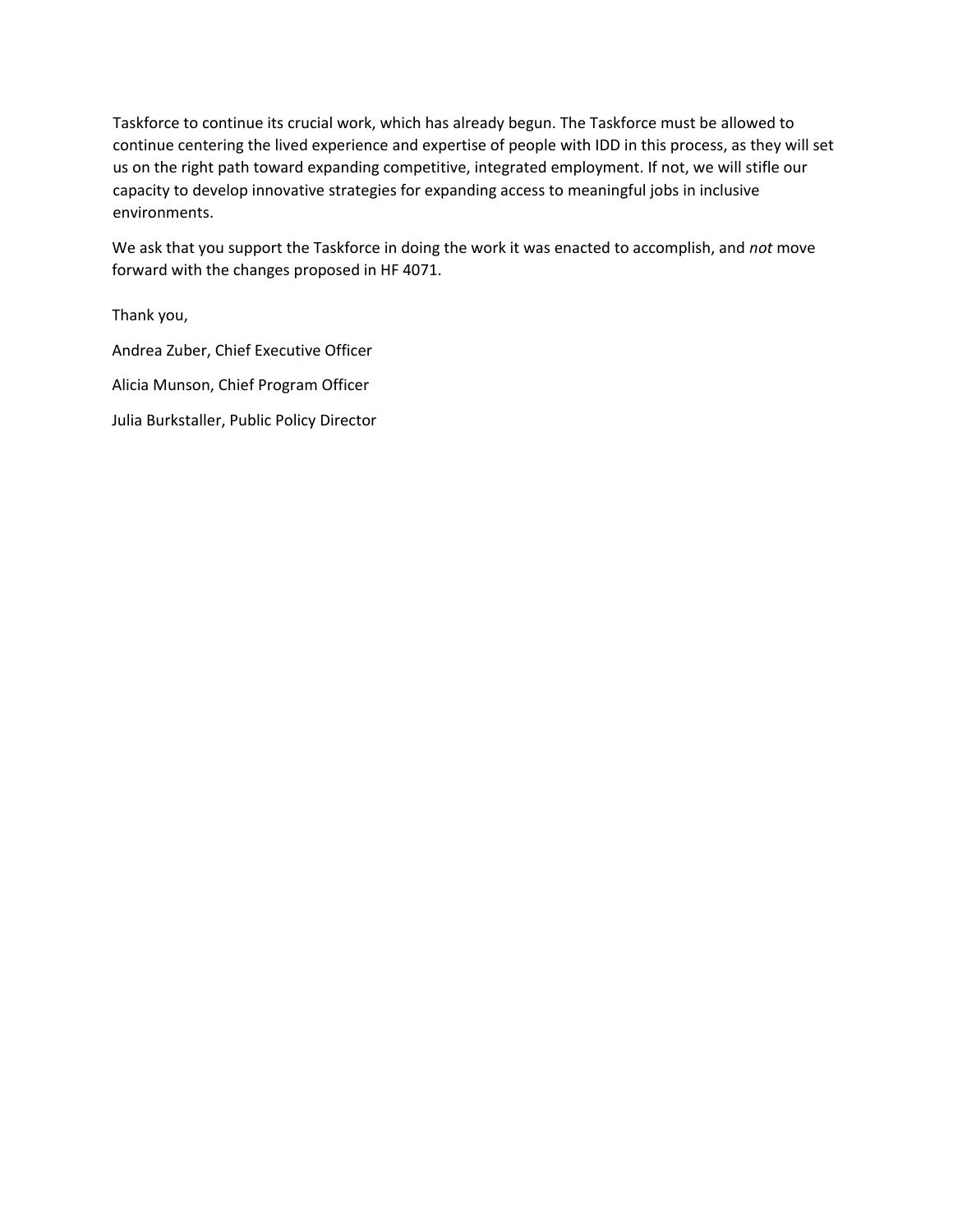Taskforce to continue its crucial work, which has already begun. The Taskforce must be allowed to continue centering the lived experience and expertise of people with IDD in this process, as they will set us on the right path toward expanding competitive, integrated employment. If not, we will stifle our capacity to develop innovative strategies for expanding access to meaningful jobs in inclusive environments.

We ask that you support the Taskforce in doing the work it was enacted to accomplish, and *not* move forward with the changes proposed in HF 4071.

Thank you,

Andrea Zuber, Chief Executive Officer

Alicia Munson, Chief Program Officer

Julia Burkstaller, Public Policy Director